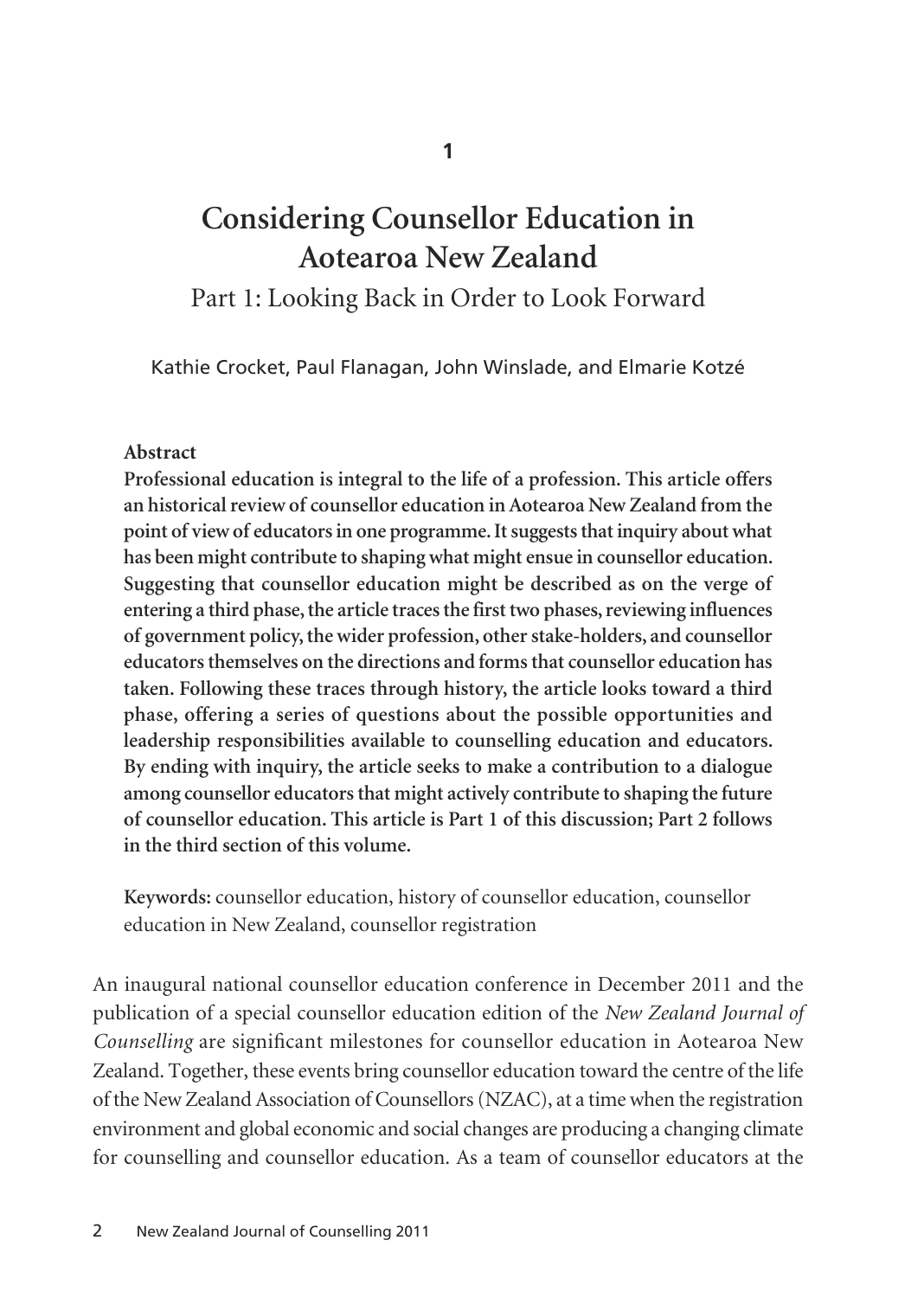# Considering Counsellor Education in Aotearoa New Zealand

## Part 1: Looking Back in Order to Look Forward

Kathie Crocket, Paul Flanagan, John Winslade, and Elmarie Kotzé

**Abstract**

**Professional education is integral to the life of a profession. This article offers an historical review of counsellor education in Aotearoa New Zealand from the point of view of educators in one programme. It suggests that inquiry about what has been might contribute to shaping what might ensue in counsellor education. Suggesting that counsellor education might be described as on the verge of entering a third phase, the article traces the first two phases, reviewing influences of government policy, the wider profession, other stake-holders, and counsellor educators themselves on the directions and forms that counsellor education has taken. Following these traces through history, the article looks toward a third phase, offering a series of questions about the possible opportunities and leadership responsibilities available to counselling education and educators. By ending with inquiry, the article seeks to make a contribution to a dialogue among counsellor educators that might actively contribute to shaping the future of counsellor education. This article is Part 1 of this discussion; Part 2 follows in the third section of this volume.**

**Keywords:** counsellor education, history of counsellor education, counsellor education in New Zealand, counsellor registration

An inaugural national counsellor education conference in December 2011 and the publication of a special counsellor education edition of the *New Zealand Journal of Counselling* are significant milestones for counsellor education in Aotearoa New Zealand. Together, these events bring counsellor education toward the centre of the life of the New Zealand Association of Counsellors (NZAC), at a time when the registration environment and global economic and social changes are producing a changing climate for counselling and counsellor education. As a team of counsellor educators at the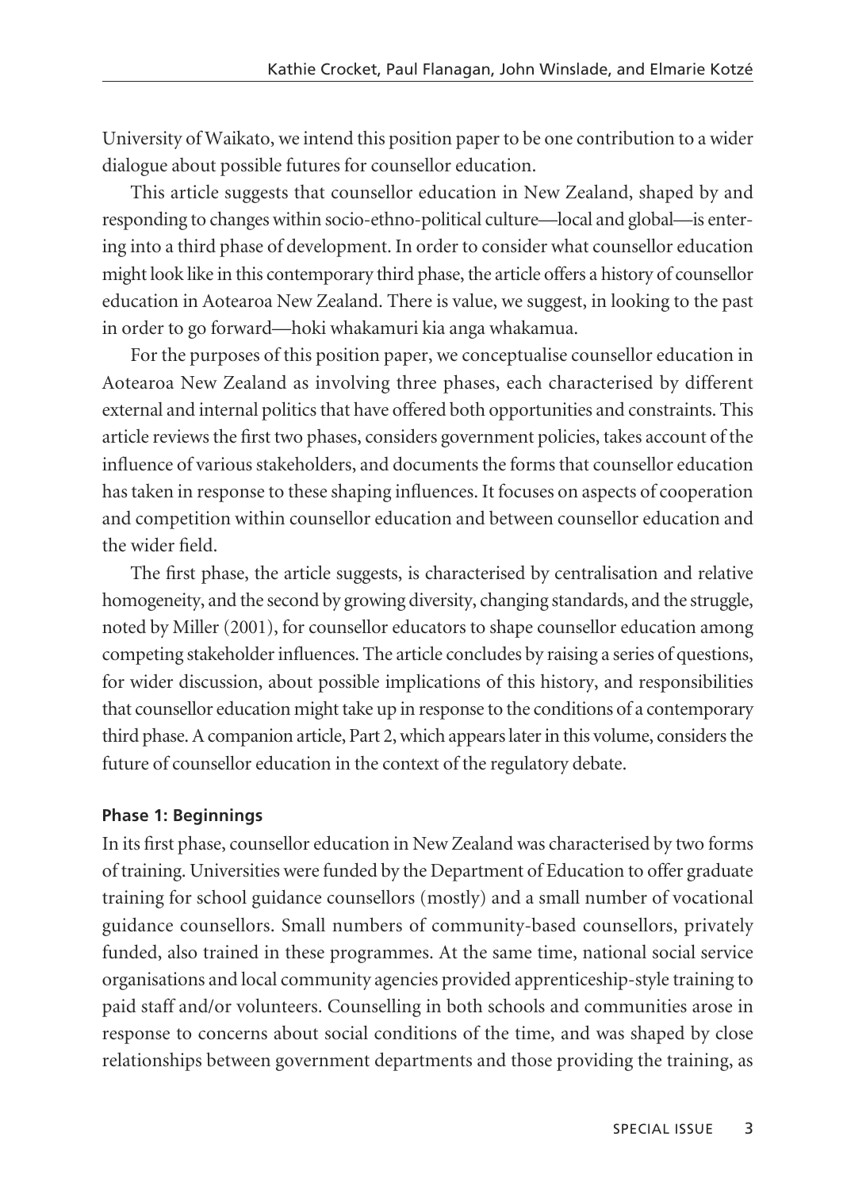University of Waikato, we intend this position paper to be one contribution to a wider dialogue about possible futures for counsellor education.

This article suggests that counsellor education in New Zealand, shaped by and responding to changes within socio-ethno-political culture—local and global—is entering into a third phase of development. In order to consider what counsellor education might look like in this contemporary third phase, the article offers a history of counsellor education in Aotearoa New Zealand. There is value, we suggest, in looking to the past in order to go forward—hoki whakamuri kia anga whakamua.

For the purposes of this position paper, we conceptualise counsellor education in Aotearoa New Zealand as involving three phases, each characterised by different external and internal politics that have offered both opportunities and constraints. This article reviews the first two phases, considers government policies, takes account of the influence of various stakeholders, and documents the forms that counsellor education has taken in response to these shaping influences. It focuses on aspects of cooperation and competition within counsellor education and between counsellor education and the wider field.

The first phase, the article suggests, is characterised by centralisation and relative homogeneity, and the second by growing diversity, changing standards, and the struggle, noted by Miller (2001), for counsellor educators to shape counsellor education among competing stakeholder influences. The article concludes by raising a series of questions, for wider discussion, about possible implications of this history, and responsibilities that counsellor education might take up in response to the conditions of a contemporary third phase. A companion article, Part 2, which appears later in this volume, considers the future of counsellor education in the context of the regulatory debate.

### Phase 1: Beginnings

In its first phase, counsellor education in New Zealand was characterised by two forms of training. Universities were funded by the Department of Education to offer graduate training for school guidance counsellors (mostly) and a small number of vocational guidance counsellors. Small numbers of community-based counsellors, privately funded, also trained in these programmes. At the same time, national social service organisations and local community agencies provided apprenticeship-style training to paid staff and/or volunteers. Counselling in both schools and communities arose in response to concerns about social conditions of the time, and was shaped by close relationships between government departments and those providing the training, as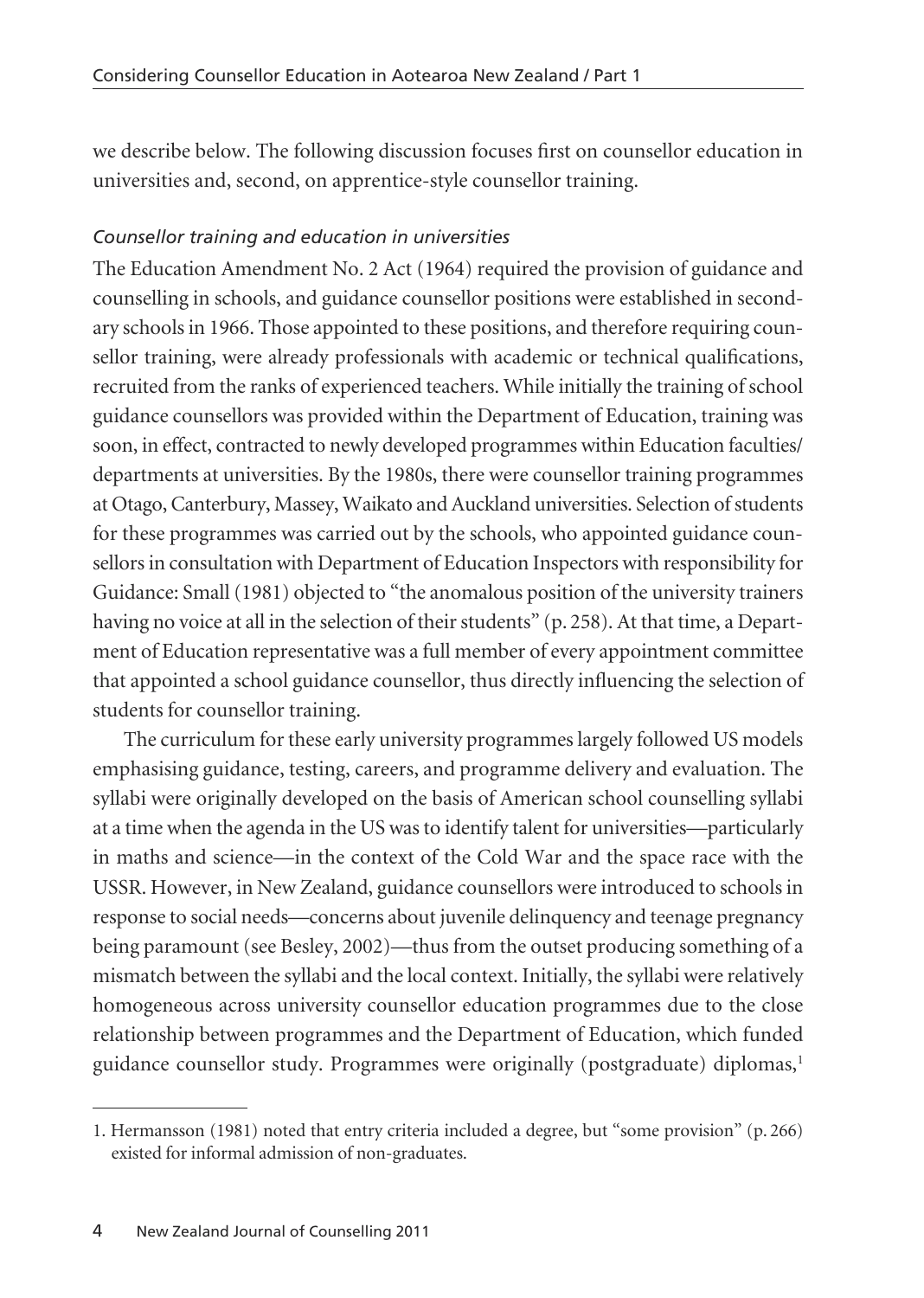we describe below. The following discussion focuses first on counsellor education in universities and, second, on apprentice-style counsellor training.

*Counsellor training and education in universities*

The Education Amendment No. 2 Act (1964) required the provision of guidance and counselling in schools, and guidance counsellor positions were established in secondary schools in 1966. Those appointed to these positions, and therefore requiring counsellor training, were already professionals with academic or technical qualifications, recruited from the ranks of experienced teachers. While initially the training of school guidance counsellors was provided within the Department of Education, training was soon, in effect, contracted to newly developed programmes within Education faculties/departments at universities. By the 1980s, there were counsellor training programmes at Otago, Canterbury, Massey, Waikato and Auckland universities. Selection of students for these programmes was carried out by the schools, who appointed guidance counsellors in consultation with Department of Education Inspectors with responsibility for Guidance: Small (1981) objected to "the anomalous position of the university trainers having no voice at all in the selection of their students" (p. 258). At that time, a Department of Education representative was a full member of every appointment committee that appointed a school guidance counsellor, thus directly influencing the selection of students for counsellor training.

The curriculum for these early university programmes largely followed US models emphasising guidance, testing, careers, and programme delivery and evaluation. The syllabi were originally developed on the basis of American school counselling syllabi at a time when the agenda in the US was to identify talent for universities—particularly in maths and science—in the context of the Cold War and the space race with the USSR. However, in New Zealand, guidance counsellors were introduced to schools in response to social needs—concerns about juvenile delinquency and teenage pregnancy being paramount (see Besley, 2002)—thus from the outset producing something of a mismatch between the syllabi and the local context. Initially, the syllabi were relatively homogeneous across university counsellor education programmes due to the close relationship between programmes and the Department of Education, which funded guidance counsellor study. Programmes were originally (postgraduate) diplomas,[1]

1. Hermansson (1981) noted that entry criteria included a degree, but "some provision" (p. 266) existed for informal admission of non-graduates.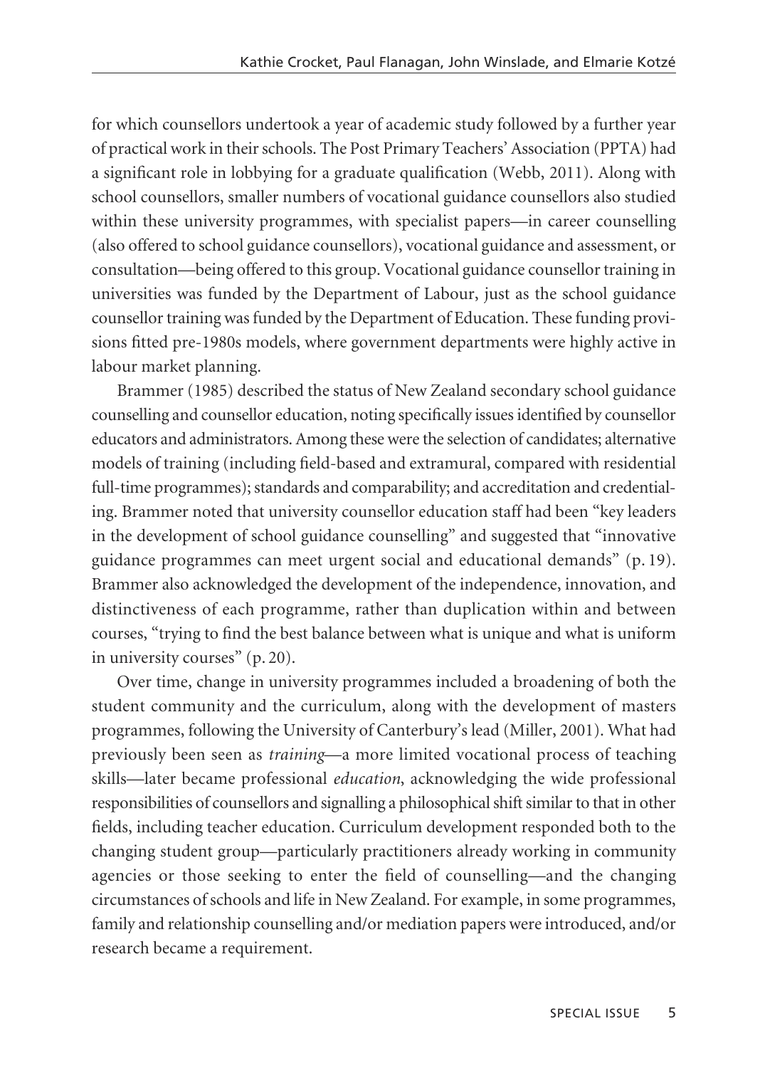for which counsellors undertook a year of academic study followed by a further year of practical work in their schools. The Post Primary Teachers' Association (PPTA) had a significant role in lobbying for a graduate qualification (Webb, 2011). Along with school counsellors, smaller numbers of vocational guidance counsellors also studied within these university programmes, with specialist papers—in career counselling (also offered to school guidance counsellors), vocational guidance and assessment, or consultation—being offered to this group. Vocational guidance counsellor training in universities was funded by the Department of Labour, just as the school guidance counsellor training was funded by the Department of Education. These funding provisions fitted pre-1980s models, where government departments were highly active in labour market planning.

Brammer (1985) described the status of New Zealand secondary school guidance counselling and counsellor education, noting specifically issues identified by counsellor educators and administrators. Among these were the selection of candidates; alternative models of training (including field-based and extramural, compared with residential full-time programmes); standards and comparability; and accreditation and credentialing. Brammer noted that university counsellor education staff had been "key leaders in the development of school guidance counselling" and suggested that "innovative guidance programmes can meet urgent social and educational demands" (p. 19). Brammer also acknowledged the development of the independence, innovation, and distinctiveness of each programme, rather than duplication within and between courses, "trying to find the best balance between what is unique and what is uniform in university courses" (p. 20).

Over time, change in university programmes included a broadening of both the student community and the curriculum, along with the development of masters programmes, following the University of Canterbury's lead (Miller, 2001). What had previously been seen as *training*—a more limited vocational process of teaching skills—later became professional *education*, acknowledging the wide professional responsibilities of counsellors and signalling a philosophical shift similar to that in other fields, including teacher education. Curriculum development responded both to the changing student group—particularly practitioners already working in community agencies or those seeking to enter the field of counselling—and the changing circumstances of schools and life in New Zealand. For example, in some programmes, family and relationship counselling and/or mediation papers were introduced, and/or research became a requirement.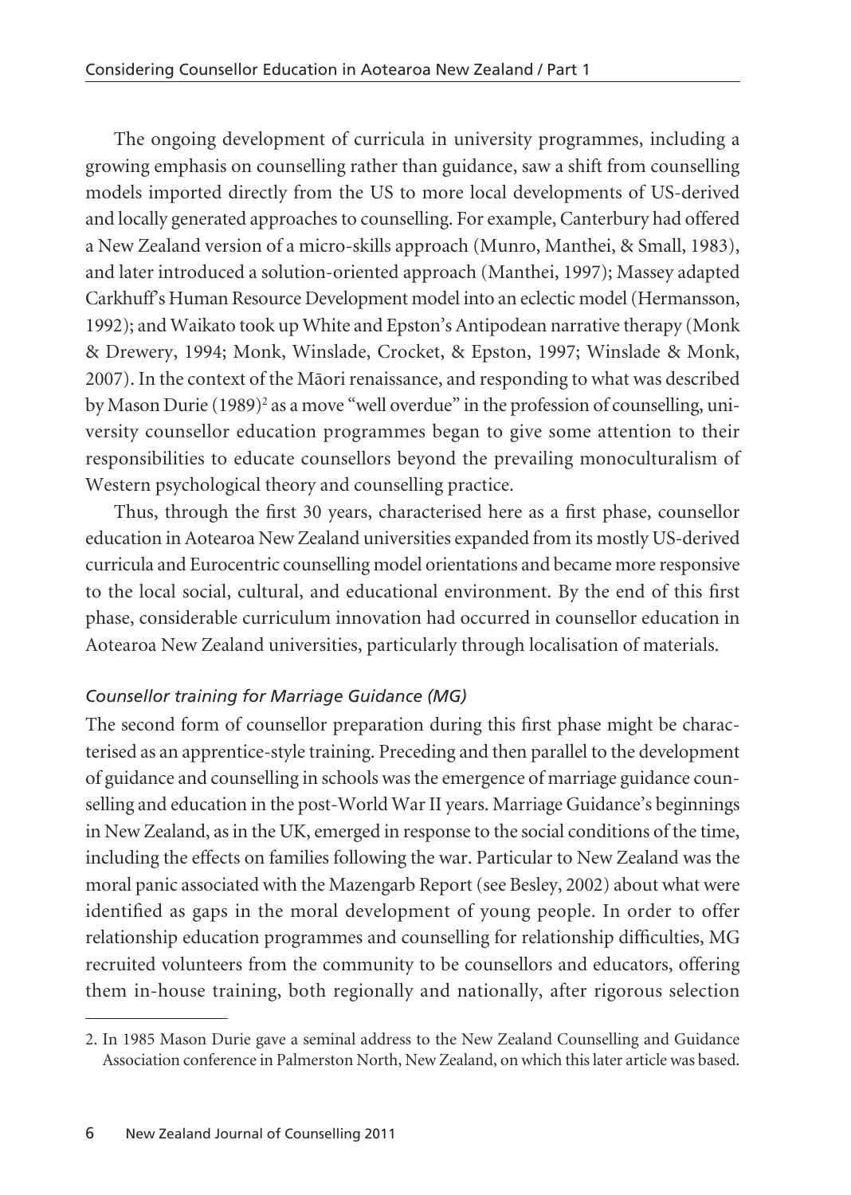The ongoing development of curricula in university programmes, including a growing emphasis on counselling rather than guidance, saw a shift from counselling models imported directly from the US to more local developments of US-derived and locally generated approaches to counselling. For example, Canterbury had offered a New Zealand version of a micro-skills approach (Munro, Manthei, & Small, 1983), and later introduced a solution-oriented approach (Manthei, 1997); Massey adapted Carkhuff's Human Resource Development model into an eclectic model (Hermansson, 1992); and Waikato took up White and Epston's Antipodean narrative therapy (Monk & Drewery, 1994; Monk, Winslade, Crocket, & Epston, 1997; Winslade & Monk, 2007). In the context of the Māori renaissance, and responding to what was described by Mason Durie (1989)[2] as a move "well overdue" in the profession of counselling, university counsellor education programmes began to give some attention to their responsibilities to educate counsellors beyond the prevailing monoculturalism of Western psychological theory and counselling practice.

Thus, through the first 30 years, characterised here as a first phase, counsellor education in Aotearoa New Zealand universities expanded from its mostly US-derived curricula and Eurocentric counselling model orientations and became more responsive to the local social, cultural, and educational environment. By the end of this first phase, considerable curriculum innovation had occurred in counsellor education in Aotearoa New Zealand universities, particularly through localisation of materials.

### *Counsellor training for Marriage Guidance (MG)*

The second form of counsellor preparation during this first phase might be characterised as an apprentice-style training. Preceding and then parallel to the development of guidance and counselling in schools was the emergence of marriage guidance counselling and education in the post-World War II years. Marriage Guidance's beginnings in New Zealand, as in the UK, emerged in response to the social conditions of the time, including the effects on families following the war. Particular to New Zealand was the moral panic associated with the Mazengarb Report (see Besley, 2002) about what were identified as gaps in the moral development of young people. In order to offer relationship education programmes and counselling for relationship difficulties, MG recruited volunteers from the community to be counsellors and educators, offering them in-house training, both regionally and nationally, after rigorous selection

2. In 1985 Mason Durie gave a seminal address to the New Zealand Counselling and Guidance Association conference in Palmerston North, New Zealand, on which this later article was based.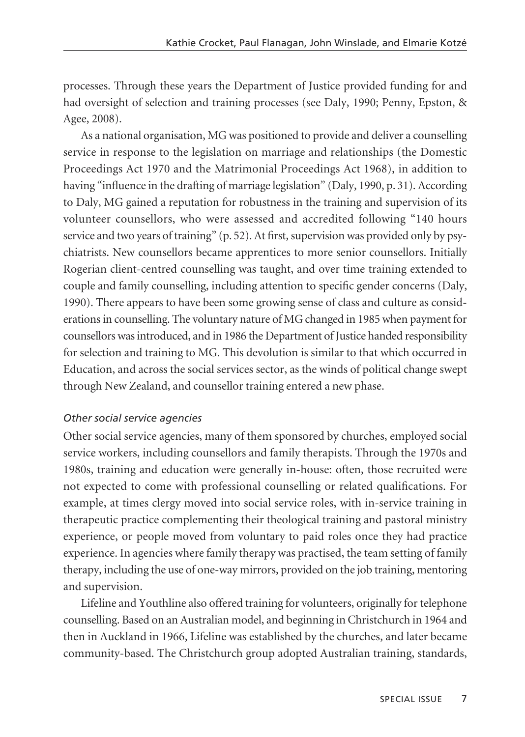processes. Through these years the Department of Justice provided funding for and had oversight of selection and training processes (see Daly, 1990; Penny, Epston, & Agee, 2008).

As a national organisation, MG was positioned to provide and deliver a counselling service in response to the legislation on marriage and relationships (the Domestic Proceedings Act 1970 and the Matrimonial Proceedings Act 1968), in addition to having "influence in the drafting of marriage legislation" (Daly, 1990, p. 31). According to Daly, MG gained a reputation for robustness in the training and supervision of its volunteer counsellors, who were assessed and accredited following "140 hours service and two years of training" (p. 52). At first, supervision was provided only by psychiatrists. New counsellors became apprentices to more senior counsellors. Initially Rogerian client-centred counselling was taught, and over time training extended to couple and family counselling, including attention to specific gender concerns (Daly, 1990). There appears to have been some growing sense of class and culture as considerations in counselling. The voluntary nature of MG changed in 1985 when payment for counsellors was introduced, and in 1986 the Department of Justice handed responsibility for selection and training to MG. This devolution is similar to that which occurred in Education, and across the social services sector, as the winds of political change swept through New Zealand, and counsellor training entered a new phase.

*Other social service agencies*

Other social service agencies, many of them sponsored by churches, employed social service workers, including counsellors and family therapists. Through the 1970s and 1980s, training and education were generally in-house: often, those recruited were not expected to come with professional counselling or related qualifications. For example, at times clergy moved into social service roles, with in-service training in therapeutic practice complementing their theological training and pastoral ministry experience, or people moved from voluntary to paid roles once they had practice experience. In agencies where family therapy was practised, the team setting of family therapy, including the use of one-way mirrors, provided on the job training, mentoring and supervision.

Lifeline and Youthline also offered training for volunteers, originally for telephone counselling. Based on an Australian model, and beginning in Christchurch in 1964 and then in Auckland in 1966, Lifeline was established by the churches, and later became community-based. The Christchurch group adopted Australian training, standards,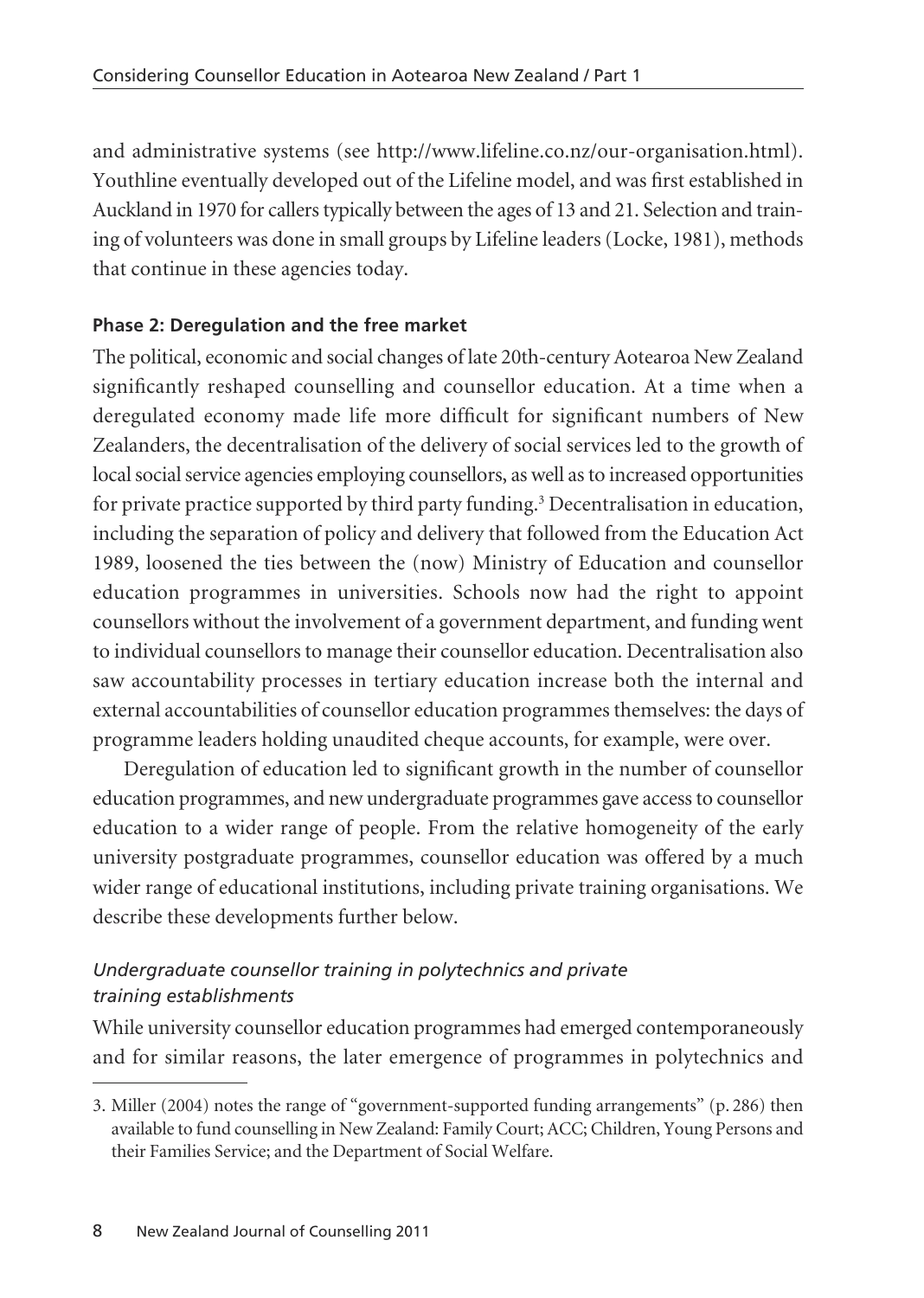and administrative systems (see http://www.lifeline.co.nz/our-organisation.html). Youthline eventually developed out of the Lifeline model, and was first established in Auckland in 1970 for callers typically between the ages of 13 and 21. Selection and training of volunteers was done in small groups by Lifeline leaders (Locke, 1981), methods that continue in these agencies today.

**Phase 2: Deregulation and the free market**

The political, economic and social changes of late 20th-century Aotearoa New Zealand significantly reshaped counselling and counsellor education. At a time when a deregulated economy made life more difficult for significant numbers of New Zealanders, the decentralisation of the delivery of social services led to the growth of local social service agencies employing counsellors, as well as to increased opportunities for private practice supported by third party funding.[3] Decentralisation in education, including the separation of policy and delivery that followed from the Education Act 1989, loosened the ties between the (now) Ministry of Education and counsellor education programmes in universities. Schools now had the right to appoint counsellors without the involvement of a government department, and funding went to individual counsellors to manage their counsellor education. Decentralisation also saw accountability processes in tertiary education increase both the internal and external accountabilities of counsellor education programmes themselves: the days of programme leaders holding unaudited cheque accounts, for example, were over.

Deregulation of education led to significant growth in the number of counsellor education programmes, and new undergraduate programmes gave access to counsellor education to a wider range of people. From the relative homogeneity of the early university postgraduate programmes, counsellor education was offered by a much wider range of educational institutions, including private training organisations. We describe these developments further below.

*Undergraduate counsellor training in polytechnics and private training establishments*

While university counsellor education programmes had emerged contemporaneously and for similar reasons, the later emergence of programmes in polytechnics and

3. Miller (2004) notes the range of "government-supported funding arrangements" (p. 286) then available to fund counselling in New Zealand: Family Court; ACC; Children, Young Persons and their Families Service; and the Department of Social Welfare.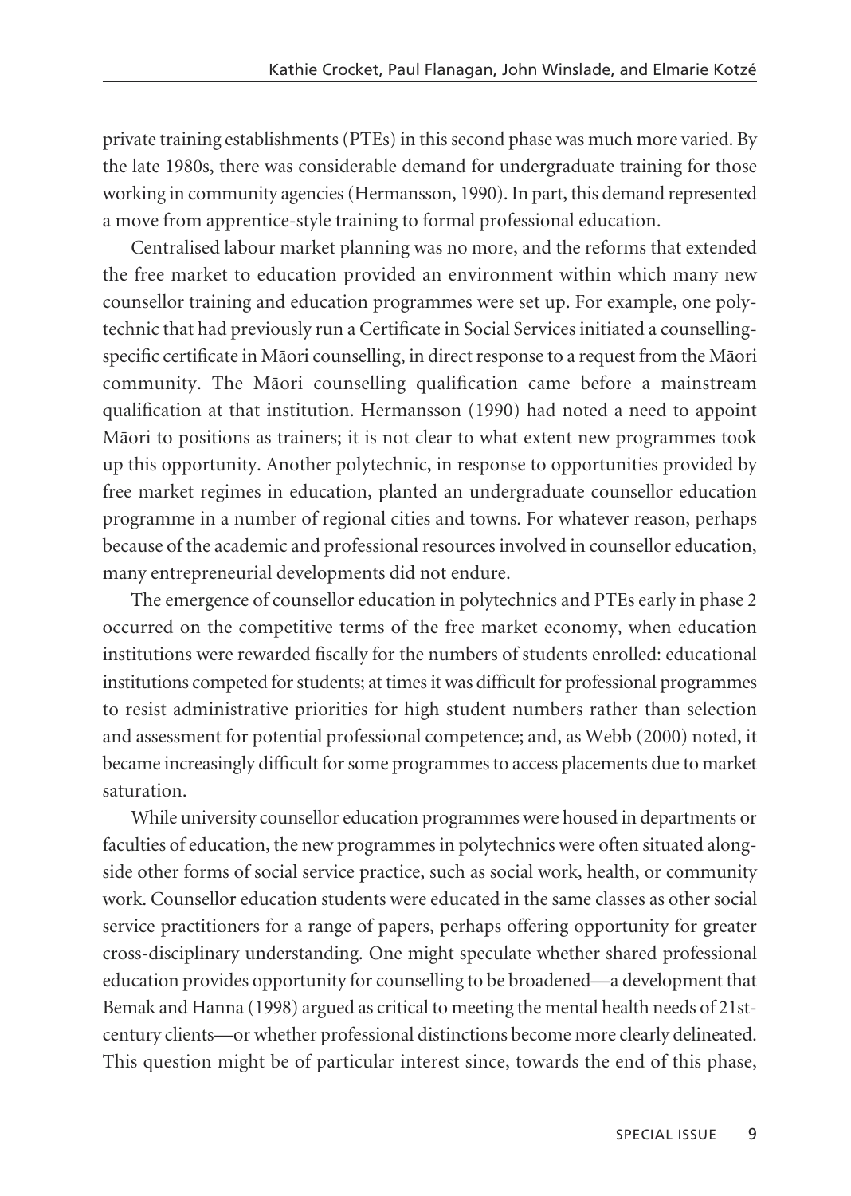private training establishments (PTEs) in this second phase was much more varied. By the late 1980s, there was considerable demand for undergraduate training for those working in community agencies (Hermansson, 1990). In part, this demand represented a move from apprentice-style training to formal professional education.

Centralised labour market planning was no more, and the reforms that extended the free market to education provided an environment within which many new counsellor training and education programmes were set up. For example, one polytechnic that had previously run a Certificate in Social Services initiated a counselling-specific certificate in Māori counselling, in direct response to a request from the Māori community. The Māori counselling qualification came before a mainstream qualification at that institution. Hermansson (1990) had noted a need to appoint Māori to positions as trainers; it is not clear to what extent new programmes took up this opportunity. Another polytechnic, in response to opportunities provided by free market regimes in education, planted an undergraduate counsellor education programme in a number of regional cities and towns. For whatever reason, perhaps because of the academic and professional resources involved in counsellor education, many entrepreneurial developments did not endure.

The emergence of counsellor education in polytechnics and PTEs early in phase 2 occurred on the competitive terms of the free market economy, when education institutions were rewarded fiscally for the numbers of students enrolled: educational institutions competed for students; at times it was difficult for professional programmes to resist administrative priorities for high student numbers rather than selection and assessment for potential professional competence; and, as Webb (2000) noted, it became increasingly difficult for some programmes to access placements due to market saturation.

While university counsellor education programmes were housed in departments or faculties of education, the new programmes in polytechnics were often situated alongside other forms of social service practice, such as social work, health, or community work. Counsellor education students were educated in the same classes as other social service practitioners for a range of papers, perhaps offering opportunity for greater cross-disciplinary understanding. One might speculate whether shared professional education provides opportunity for counselling to be broadened—a development that Bemak and Hanna (1998) argued as critical to meeting the mental health needs of 21st-century clients—or whether professional distinctions become more clearly delineated. This question might be of particular interest since, towards the end of this phase,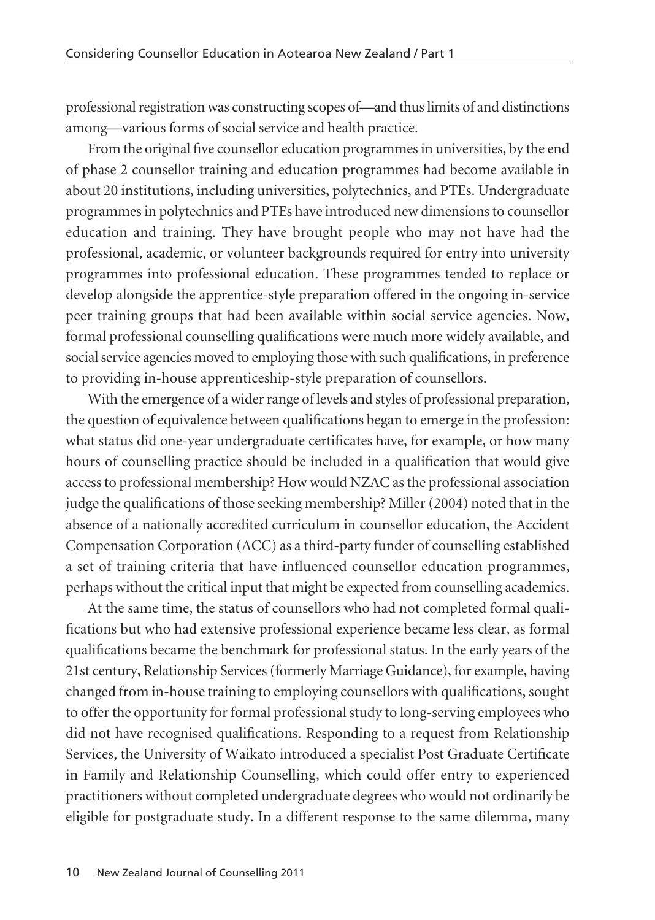professional registration was constructing scopes of—and thus limits of and distinctions among—various forms of social service and health practice.

From the original five counsellor education programmes in universities, by the end of phase 2 counsellor training and education programmes had become available in about 20 institutions, including universities, polytechnics, and PTEs. Undergraduate programmes in polytechnics and PTEs have introduced new dimensions to counsellor education and training. They have brought people who may not have had the professional, academic, or volunteer backgrounds required for entry into university programmes into professional education. These programmes tended to replace or develop alongside the apprentice-style preparation offered in the ongoing in-service peer training groups that had been available within social service agencies. Now, formal professional counselling qualifications were much more widely available, and social service agencies moved to employing those with such qualifications, in preference to providing in-house apprenticeship-style preparation of counsellors.

With the emergence of a wider range of levels and styles of professional preparation, the question of equivalence between qualifications began to emerge in the profession: what status did one-year undergraduate certificates have, for example, or how many hours of counselling practice should be included in a qualification that would give access to professional membership? How would NZAC as the professional association judge the qualifications of those seeking membership? Miller (2004) noted that in the absence of a nationally accredited curriculum in counsellor education, the Accident Compensation Corporation (ACC) as a third-party funder of counselling established a set of training criteria that have influenced counsellor education programmes, perhaps without the critical input that might be expected from counselling academics.

At the same time, the status of counsellors who had not completed formal qualifications but who had extensive professional experience became less clear, as formal qualifications became the benchmark for professional status. In the early years of the 21st century, Relationship Services (formerly Marriage Guidance), for example, having changed from in-house training to employing counsellors with qualifications, sought to offer the opportunity for formal professional study to long-serving employees who did not have recognised qualifications. Responding to a request from Relationship Services, the University of Waikato introduced a specialist Post Graduate Certificate in Family and Relationship Counselling, which could offer entry to experienced practitioners without completed undergraduate degrees who would not ordinarily be eligible for postgraduate study. In a different response to the same dilemma, many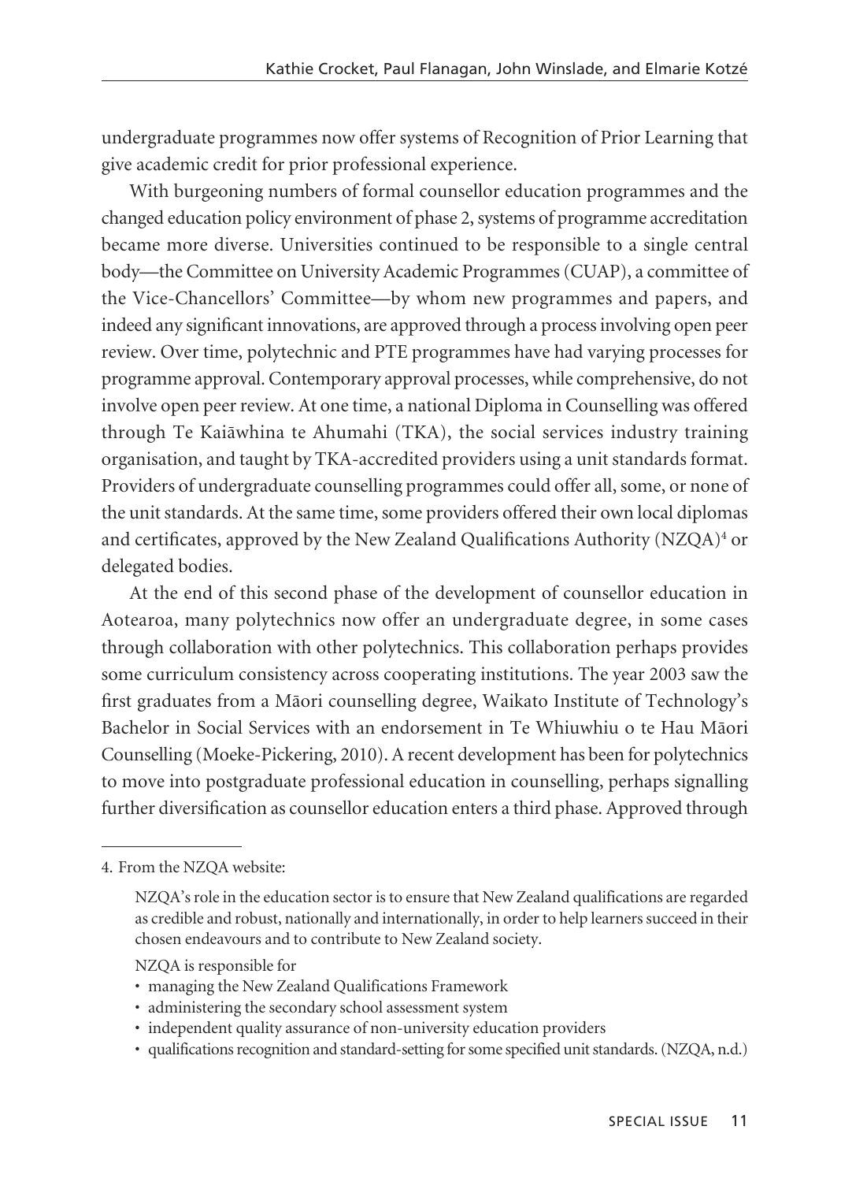undergraduate programmes now offer systems of Recognition of Prior Learning that give academic credit for prior professional experience.

With burgeoning numbers of formal counsellor education programmes and the changed education policy environment of phase 2, systems of programme accreditation became more diverse. Universities continued to be responsible to a single central body—the Committee on University Academic Programmes (CUAP), a committee of the Vice-Chancellors' Committee—by whom new programmes and papers, and indeed any significant innovations, are approved through a process involving open peer review. Over time, polytechnic and PTE programmes have had varying processes for programme approval. Contemporary approval processes, while comprehensive, do not involve open peer review. At one time, a national Diploma in Counselling was offered through Te Kaiāwhina te Ahumahi (TKA), the social services industry training organisation, and taught by TKA-accredited providers using a unit standards format. Providers of undergraduate counselling programmes could offer all, some, or none of the unit standards. At the same time, some providers offered their own local diplomas and certificates, approved by the New Zealand Qualifications Authority (NZQA)[4] or delegated bodies.

At the end of this second phase of the development of counsellor education in Aotearoa, many polytechnics now offer an undergraduate degree, in some cases through collaboration with other polytechnics. This collaboration perhaps provides some curriculum consistency across cooperating institutions. The year 2003 saw the first graduates from a Māori counselling degree, Waikato Institute of Technology's Bachelor in Social Services with an endorsement in Te Whiuwhiu o te Hau Māori Counselling (Moeke-Pickering, 2010). A recent development has been for polytechnics to move into postgraduate professional education in counselling, perhaps signalling further diversification as counsellor education enters a third phase. Approved through

---

4. From the NZQA website:

> NZQA's role in the education sector is to ensure that New Zealand qualifications are regarded as credible and robust, nationally and internationally, in order to help learners succeed in their chosen endeavours and to contribute to New Zealand society.
>
> NZQA is responsible for
>
> - managing the New Zealand Qualifications Framework
> - administering the secondary school assessment system
> - independent quality assurance of non-university education providers
> - qualifications recognition and standard-setting for some specified unit standards. (NZQA, n.d.)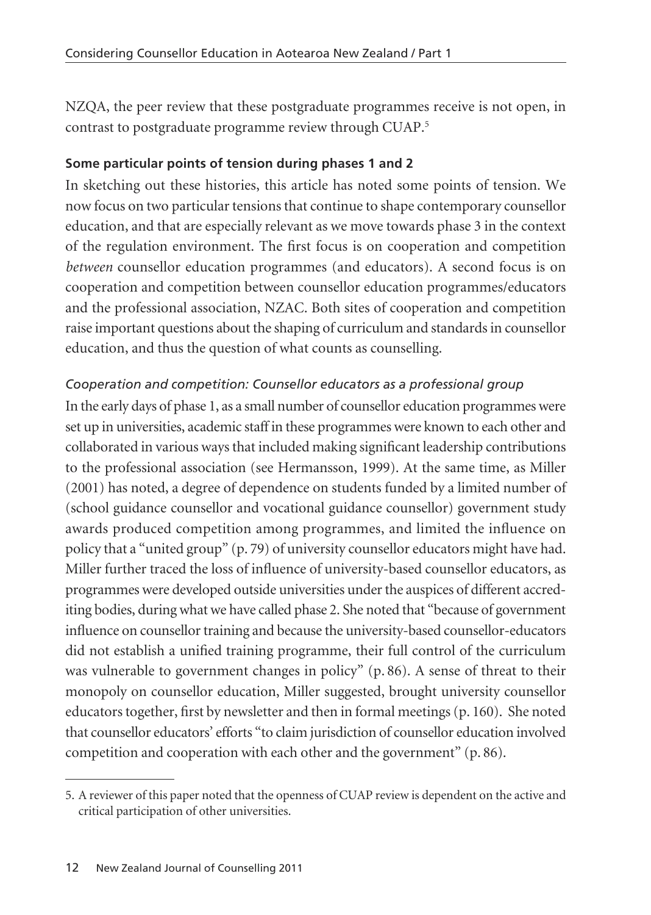NZQA, the peer review that these postgraduate programmes receive is not open, in contrast to postgraduate programme review through CUAP.[5]

### Some particular points of tension during phases 1 and 2

In sketching out these histories, this article has noted some points of tension. We now focus on two particular tensions that continue to shape contemporary counsellor education, and that are especially relevant as we move towards phase 3 in the context of the regulation environment. The first focus is on cooperation and competition *between* counsellor education programmes (and educators). A second focus is on cooperation and competition between counsellor education programmes/educators and the professional association, NZAC. Both sites of cooperation and competition raise important questions about the shaping of curriculum and standards in counsellor education, and thus the question of what counts as counselling.

#### *Cooperation and competition: Counsellor educators as a professional group*

In the early days of phase 1, as a small number of counsellor education programmes were set up in universities, academic staff in these programmes were known to each other and collaborated in various ways that included making significant leadership contributions to the professional association (see Hermansson, 1999). At the same time, as Miller (2001) has noted, a degree of dependence on students funded by a limited number of (school guidance counsellor and vocational guidance counsellor) government study awards produced competition among programmes, and limited the influence on policy that a "united group" (p. 79) of university counsellor educators might have had. Miller further traced the loss of influence of university-based counsellor educators, as programmes were developed outside universities under the auspices of different accrediting bodies, during what we have called phase 2. She noted that "because of government influence on counsellor training and because the university-based counsellor-educators did not establish a unified training programme, their full control of the curriculum was vulnerable to government changes in policy" (p. 86). A sense of threat to their monopoly on counsellor education, Miller suggested, brought university counsellor educators together, first by newsletter and then in formal meetings (p. 160). She noted that counsellor educators' efforts "to claim jurisdiction of counsellor education involved competition and cooperation with each other and the government" (p. 86).

---

5. A reviewer of this paper noted that the openness of CUAP review is dependent on the active and critical participation of other universities.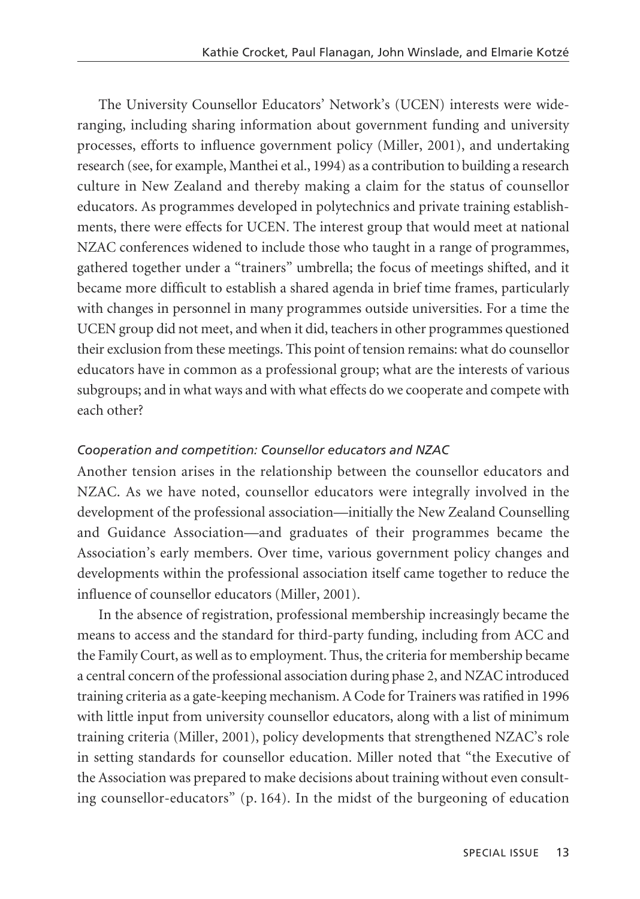The University Counsellor Educators' Network's (UCEN) interests were wide-ranging, including sharing information about government funding and university processes, efforts to influence government policy (Miller, 2001), and undertaking research (see, for example, Manthei et al., 1994) as a contribution to building a research culture in New Zealand and thereby making a claim for the status of counsellor educators. As programmes developed in polytechnics and private training establishments, there were effects for UCEN. The interest group that would meet at national NZAC conferences widened to include those who taught in a range of programmes, gathered together under a "trainers" umbrella; the focus of meetings shifted, and it became more difficult to establish a shared agenda in brief time frames, particularly with changes in personnel in many programmes outside universities. For a time the UCEN group did not meet, and when it did, teachers in other programmes questioned their exclusion from these meetings. This point of tension remains: what do counsellor educators have in common as a professional group; what are the interests of various subgroups; and in what ways and with what effects do we cooperate and compete with each other?

### *Cooperation and competition: Counsellor educators and NZAC*

Another tension arises in the relationship between the counsellor educators and NZAC. As we have noted, counsellor educators were integrally involved in the development of the professional association—initially the New Zealand Counselling and Guidance Association—and graduates of their programmes became the Association's early members. Over time, various government policy changes and developments within the professional association itself came together to reduce the influence of counsellor educators (Miller, 2001).

In the absence of registration, professional membership increasingly became the means to access and the standard for third-party funding, including from ACC and the Family Court, as well as to employment. Thus, the criteria for membership became a central concern of the professional association during phase 2, and NZAC introduced training criteria as a gate-keeping mechanism. A Code for Trainers was ratified in 1996 with little input from university counsellor educators, along with a list of minimum training criteria (Miller, 2001), policy developments that strengthened NZAC's role in setting standards for counsellor education. Miller noted that "the Executive of the Association was prepared to make decisions about training without even consulting counsellor-educators" (p. 164). In the midst of the burgeoning of education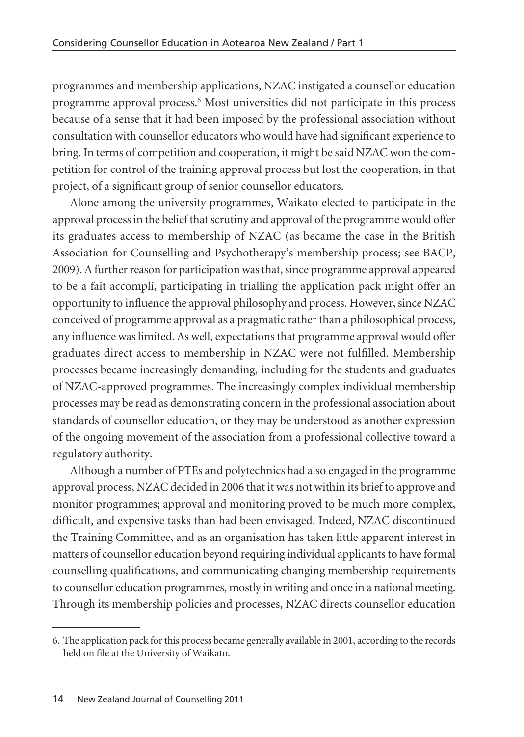programmes and membership applications, NZAC instigated a counsellor education programme approval process.[6] Most universities did not participate in this process because of a sense that it had been imposed by the professional association without consultation with counsellor educators who would have had significant experience to bring. In terms of competition and cooperation, it might be said NZAC won the competition for control of the training approval process but lost the cooperation, in that project, of a significant group of senior counsellor educators.

Alone among the university programmes, Waikato elected to participate in the approval process in the belief that scrutiny and approval of the programme would offer its graduates access to membership of NZAC (as became the case in the British Association for Counselling and Psychotherapy's membership process; see BACP, 2009). A further reason for participation was that, since programme approval appeared to be a fait accompli, participating in trialling the application pack might offer an opportunity to influence the approval philosophy and process. However, since NZAC conceived of programme approval as a pragmatic rather than a philosophical process, any influence was limited. As well, expectations that programme approval would offer graduates direct access to membership in NZAC were not fulfilled. Membership processes became increasingly demanding, including for the students and graduates of NZAC-approved programmes. The increasingly complex individual membership processes may be read as demonstrating concern in the professional association about standards of counsellor education, or they may be understood as another expression of the ongoing movement of the association from a professional collective toward a regulatory authority.

Although a number of PTEs and polytechnics had also engaged in the programme approval process, NZAC decided in 2006 that it was not within its brief to approve and monitor programmes; approval and monitoring proved to be much more complex, difficult, and expensive tasks than had been envisaged. Indeed, NZAC discontinued the Training Committee, and as an organisation has taken little apparent interest in matters of counsellor education beyond requiring individual applicants to have formal counselling qualifications, and communicating changing membership requirements to counsellor education programmes, mostly in writing and once in a national meeting. Through its membership policies and processes, NZAC directs counsellor education

---

6. The application pack for this process became generally available in 2001, according to the records held on file at the University of Waikato.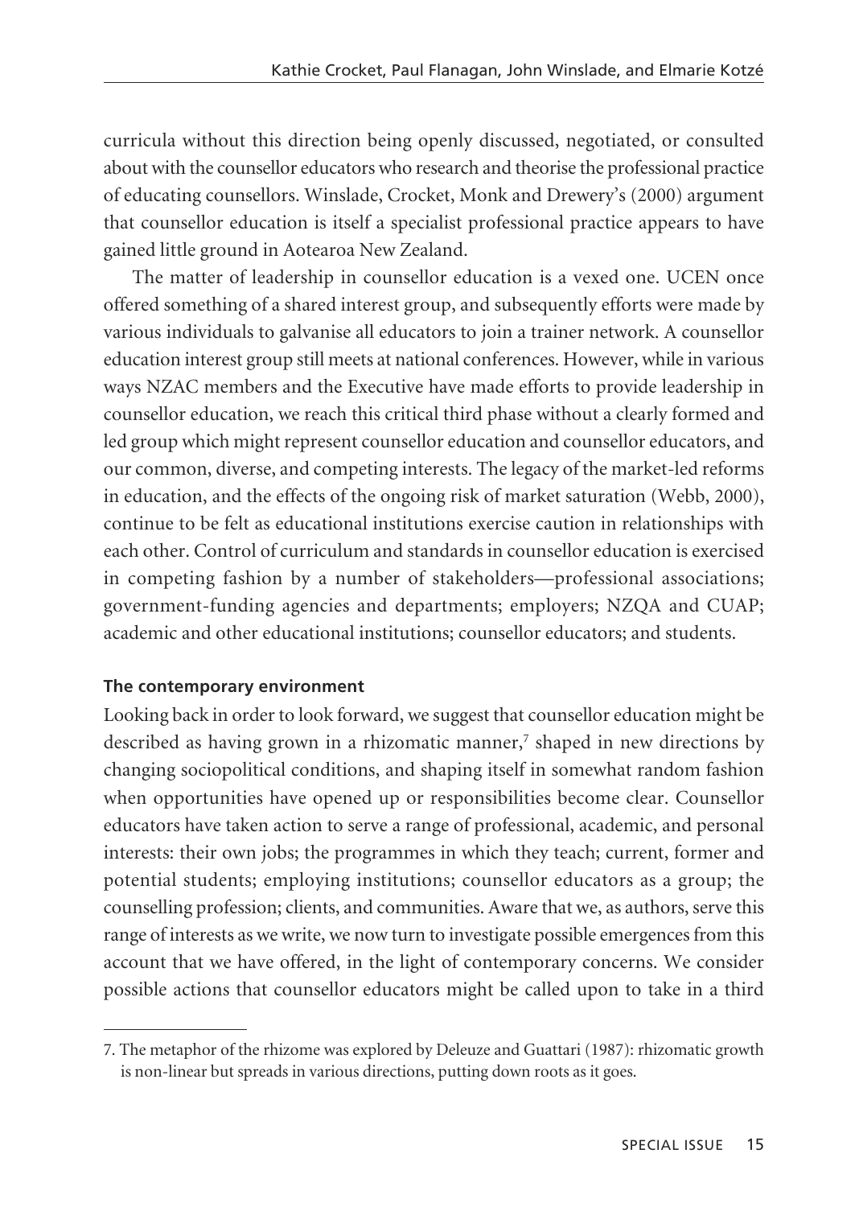curricula without this direction being openly discussed, negotiated, or consulted about with the counsellor educators who research and theorise the professional practice of educating counsellors. Winslade, Crocket, Monk and Drewery's (2000) argument that counsellor education is itself a specialist professional practice appears to have gained little ground in Aotearoa New Zealand.

The matter of leadership in counsellor education is a vexed one. UCEN once offered something of a shared interest group, and subsequently efforts were made by various individuals to galvanise all educators to join a trainer network. A counsellor education interest group still meets at national conferences. However, while in various ways NZAC members and the Executive have made efforts to provide leadership in counsellor education, we reach this critical third phase without a clearly formed and led group which might represent counsellor education and counsellor educators, and our common, diverse, and competing interests. The legacy of the market-led reforms in education, and the effects of the ongoing risk of market saturation (Webb, 2000), continue to be felt as educational institutions exercise caution in relationships with each other. Control of curriculum and standards in counsellor education is exercised in competing fashion by a number of stakeholders—professional associations; government-funding agencies and departments; employers; NZQA and CUAP; academic and other educational institutions; counsellor educators; and students.

### The contemporary environment

Looking back in order to look forward, we suggest that counsellor education might be described as having grown in a rhizomatic manner,[7] shaped in new directions by changing sociopolitical conditions, and shaping itself in somewhat random fashion when opportunities have opened up or responsibilities become clear. Counsellor educators have taken action to serve a range of professional, academic, and personal interests: their own jobs; the programmes in which they teach; current, former and potential students; employing institutions; counsellor educators as a group; the counselling profession; clients, and communities. Aware that we, as authors, serve this range of interests as we write, we now turn to investigate possible emergences from this account that we have offered, in the light of contemporary concerns. We consider possible actions that counsellor educators might be called upon to take in a third

---

7. The metaphor of the rhizome was explored by Deleuze and Guattari (1987): rhizomatic growth is non-linear but spreads in various directions, putting down roots as it goes.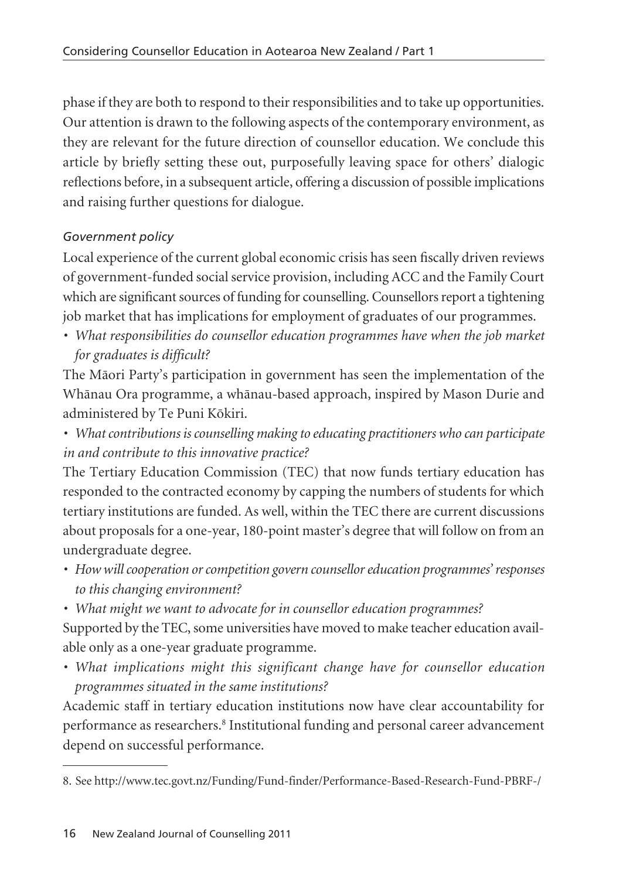phase if they are both to respond to their responsibilities and to take up opportunities. Our attention is drawn to the following aspects of the contemporary environment, as they are relevant for the future direction of counsellor education. We conclude this article by briefly setting these out, purposefully leaving space for others' dialogic reflections before, in a subsequent article, offering a discussion of possible implications and raising further questions for dialogue.

*Government policy*

Local experience of the current global economic crisis has seen fiscally driven reviews of government-funded social service provision, including ACC and the Family Court which are significant sources of funding for counselling. Counsellors report a tightening job market that has implications for employment of graduates of our programmes.

- *What responsibilities do counsellor education programmes have when the job market for graduates is difficult?*

The Māori Party's participation in government has seen the implementation of the Whānau Ora programme, a whānau-based approach, inspired by Mason Durie and administered by Te Puni Kōkiri.

- *What contributions is counselling making to educating practitioners who can participate in and contribute to this innovative practice?*

The Tertiary Education Commission (TEC) that now funds tertiary education has responded to the contracted economy by capping the numbers of students for which tertiary institutions are funded. As well, within the TEC there are current discussions about proposals for a one-year, 180-point master's degree that will follow on from an undergraduate degree.

- *How will cooperation or competition govern counsellor education programmes' responses to this changing environment?*
- *What might we want to advocate for in counsellor education programmes?*

Supported by the TEC, some universities have moved to make teacher education available only as a one-year graduate programme.

- *What implications might this significant change have for counsellor education programmes situated in the same institutions?*

Academic staff in tertiary education institutions now have clear accountability for performance as researchers.[8] Institutional funding and personal career advancement depend on successful performance.

8. See http://www.tec.govt.nz/Funding/Fund-finder/Performance-Based-Research-Fund-PBRF-/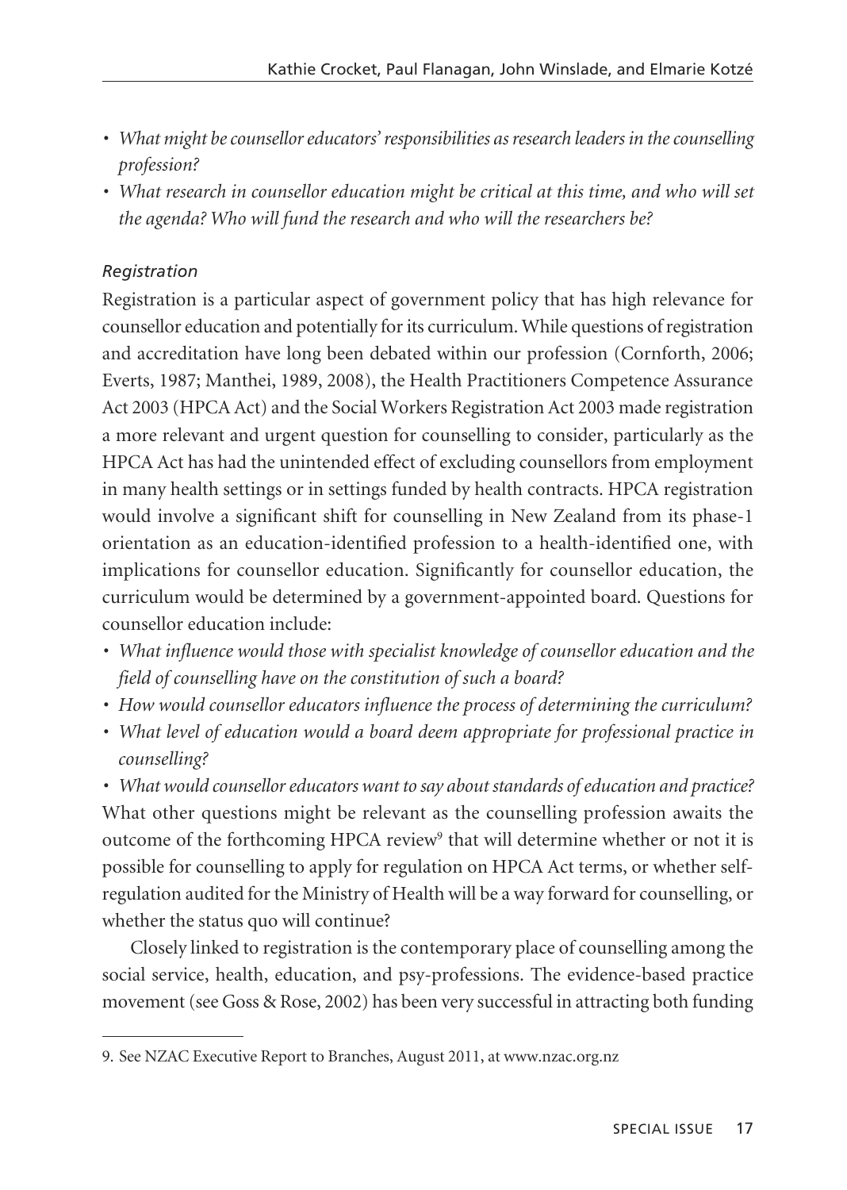- *What might be counsellor educators' responsibilities as research leaders in the counselling profession?*
- *What research in counsellor education might be critical at this time, and who will set the agenda? Who will fund the research and who will the researchers be?*

*Registration*

Registration is a particular aspect of government policy that has high relevance for counsellor education and potentially for its curriculum. While questions of registration and accreditation have long been debated within our profession (Cornforth, 2006; Everts, 1987; Manthei, 1989, 2008), the Health Practitioners Competence Assurance Act 2003 (HPCA Act) and the Social Workers Registration Act 2003 made registration a more relevant and urgent question for counselling to consider, particularly as the HPCA Act has had the unintended effect of excluding counsellors from employment in many health settings or in settings funded by health contracts. HPCA registration would involve a significant shift for counselling in New Zealand from its phase-1 orientation as an education-identified profession to a health-identified one, with implications for counsellor education. Significantly for counsellor education, the curriculum would be determined by a government-appointed board. Questions for counsellor education include:

- *What influence would those with specialist knowledge of counsellor education and the field of counselling have on the constitution of such a board?*
- *How would counsellor educators influence the process of determining the curriculum?*
- *What level of education would a board deem appropriate for professional practice in counselling?*
- *What would counsellor educators want to say about standards of education and practice?*

What other questions might be relevant as the counselling profession awaits the outcome of the forthcoming HPCA review[9] that will determine whether or not it is possible for counselling to apply for regulation on HPCA Act terms, or whether self-regulation audited for the Ministry of Health will be a way forward for counselling, or whether the status quo will continue?

Closely linked to registration is the contemporary place of counselling among the social service, health, education, and psy-professions. The evidence-based practice movement (see Goss & Rose, 2002) has been very successful in attracting both funding

9. See NZAC Executive Report to Branches, August 2011, at www.nzac.org.nz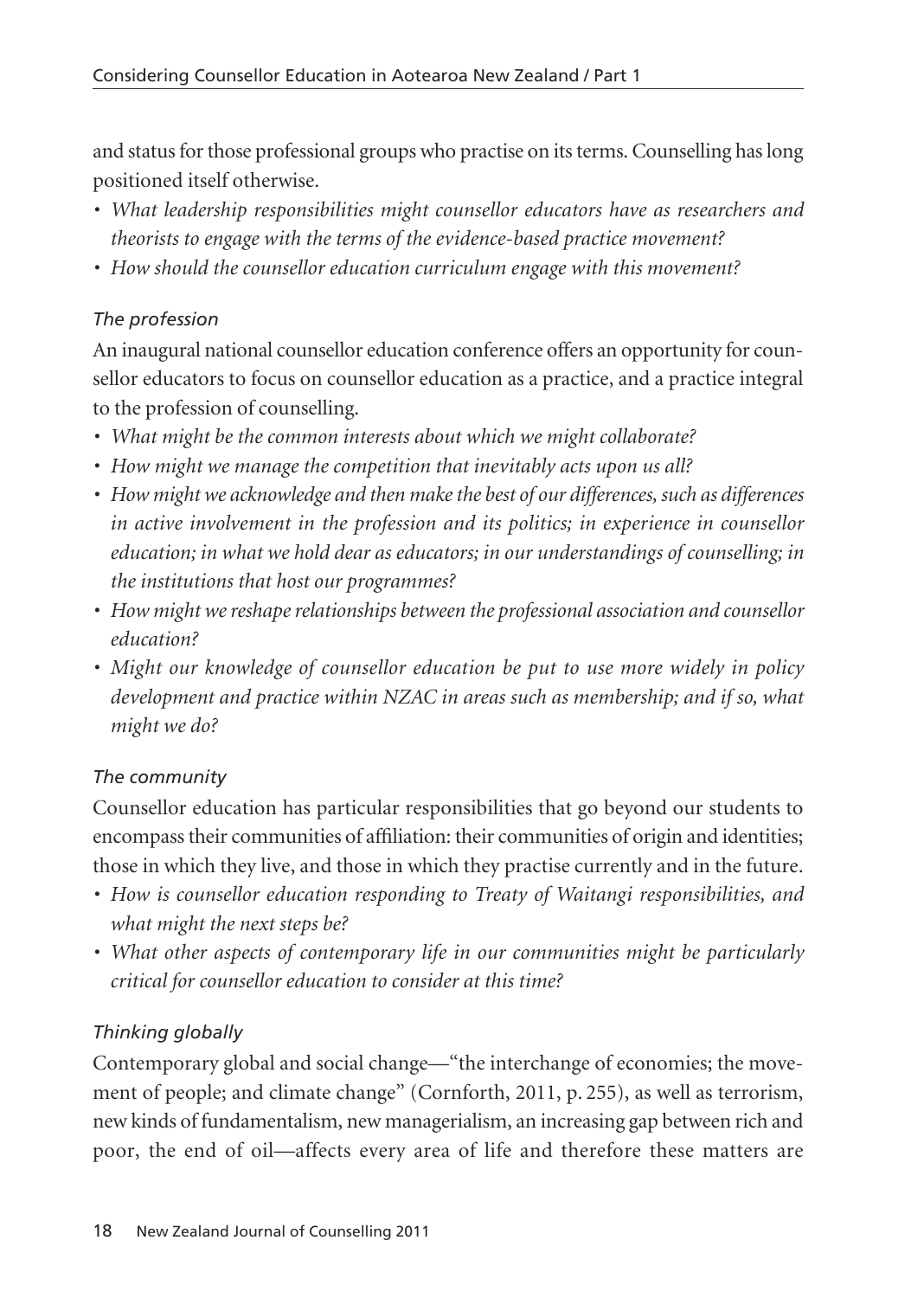and status for those professional groups who practise on its terms. Counselling has long positioned itself otherwise.

- *What leadership responsibilities might counsellor educators have as researchers and theorists to engage with the terms of the evidence-based practice movement?*
- *How should the counsellor education curriculum engage with this movement?*

### *The profession*

An inaugural national counsellor education conference offers an opportunity for counsellor educators to focus on counsellor education as a practice, and a practice integral to the profession of counselling.

- *What might be the common interests about which we might collaborate?*
- *How might we manage the competition that inevitably acts upon us all?*
- *How might we acknowledge and then make the best of our differences, such as differences in active involvement in the profession and its politics; in experience in counsellor education; in what we hold dear as educators; in our understandings of counselling; in the institutions that host our programmes?*
- *How might we reshape relationships between the professional association and counsellor education?*
- *Might our knowledge of counsellor education be put to use more widely in policy development and practice within NZAC in areas such as membership; and if so, what might we do?*

### *The community*

Counsellor education has particular responsibilities that go beyond our students to encompass their communities of affiliation: their communities of origin and identities; those in which they live, and those in which they practise currently and in the future.

- *How is counsellor education responding to Treaty of Waitangi responsibilities, and what might the next steps be?*
- *What other aspects of contemporary life in our communities might be particularly critical for counsellor education to consider at this time?*

### *Thinking globally*

Contemporary global and social change—"the interchange of economies; the movement of people; and climate change" (Cornforth, 2011, p. 255), as well as terrorism, new kinds of fundamentalism, new managerialism, an increasing gap between rich and poor, the end of oil—affects every area of life and therefore these matters are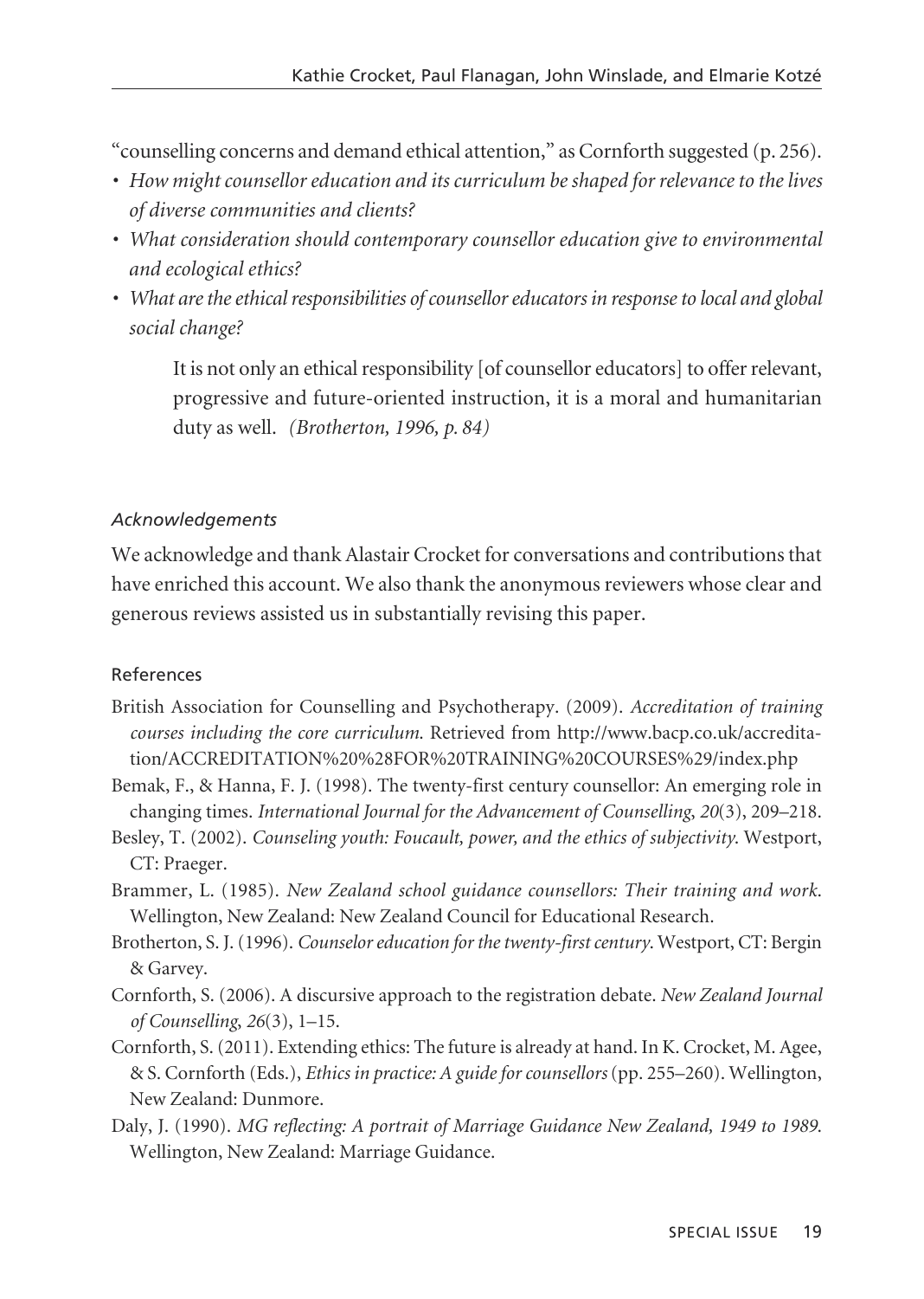"counselling concerns and demand ethical attention," as Cornforth suggested (p. 256).

- *How might counsellor education and its curriculum be shaped for relevance to the lives of diverse communities and clients?*
- *What consideration should contemporary counsellor education give to environmental and ecological ethics?*
- *What are the ethical responsibilities of counsellor educators in response to local and global social change?*

> It is not only an ethical responsibility [of counsellor educators] to offer relevant, progressive and future-oriented instruction, it is a moral and humanitarian duty as well. *(Brotherton, 1996, p. 84)*

### *Acknowledgements*

We acknowledge and thank Alastair Crocket for conversations and contributions that have enriched this account. We also thank the anonymous reviewers whose clear and generous reviews assisted us in substantially revising this paper.

### References

British Association for Counselling and Psychotherapy. (2009). *Accreditation of training courses including the core curriculum.* Retrieved from http://www.bacp.co.uk/accreditation/ACCREDITATION%20%28FOR%20TRAINING%20COURSES%29/index.php

Bemak, F., & Hanna, F. J. (1998). The twenty-first century counsellor: An emerging role in changing times. *International Journal for the Advancement of Counselling*, *20*(3), 209–218.

Besley, T. (2002). *Counseling youth: Foucault, power, and the ethics of subjectivity*. Westport, CT: Praeger.

Brammer, L. (1985). *New Zealand school guidance counsellors: Their training and work*. Wellington, New Zealand: New Zealand Council for Educational Research.

Brotherton, S. J. (1996). *Counselor education for the twenty-first century*. Westport, CT: Bergin & Garvey.

Cornforth, S. (2006). A discursive approach to the registration debate. *New Zealand Journal of Counselling*, *26*(3), 1–15.

Cornforth, S. (2011). Extending ethics: The future is already at hand. In K. Crocket, M. Agee, & S. Cornforth (Eds.), *Ethics in practice: A guide for counsellors* (pp. 255–260). Wellington, New Zealand: Dunmore.

Daly, J. (1990). *MG reflecting: A portrait of Marriage Guidance New Zealand, 1949 to 1989*. Wellington, New Zealand: Marriage Guidance.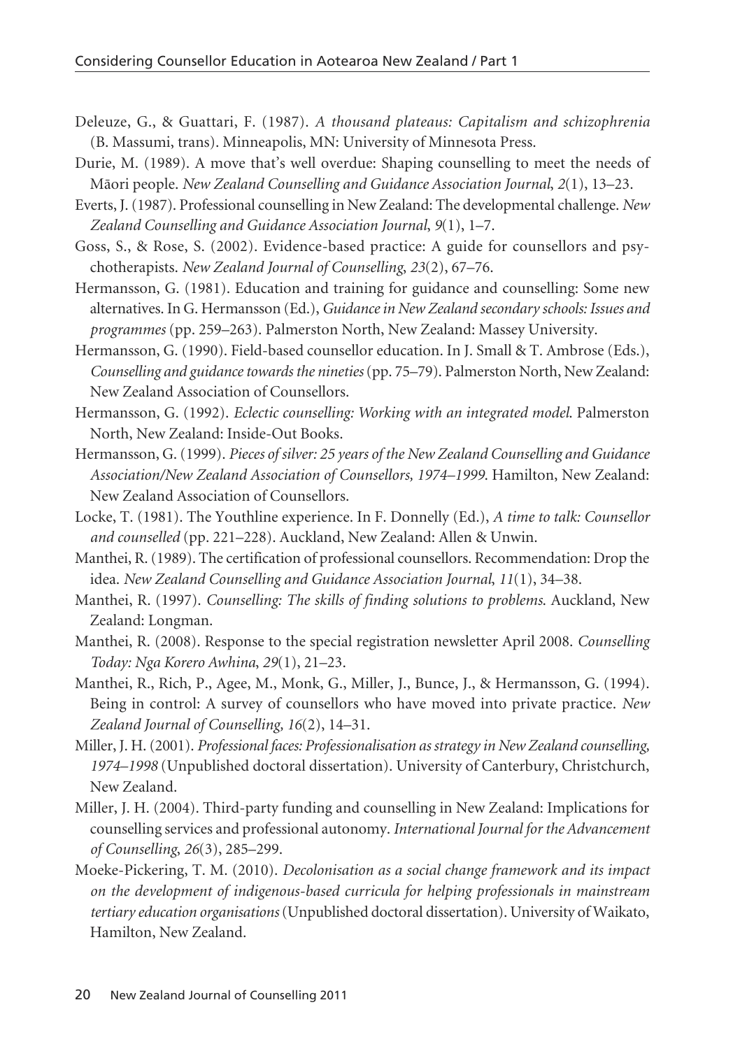Deleuze, G., & Guattari, F. (1987). *A thousand plateaus: Capitalism and schizophrenia* (B. Massumi, trans). Minneapolis, MN: University of Minnesota Press.

Durie, M. (1989). A move that's well overdue: Shaping counselling to meet the needs of Māori people. *New Zealand Counselling and Guidance Association Journal*, *2*(1), 13–23.

Everts, J. (1987). Professional counselling in New Zealand: The developmental challenge. *New Zealand Counselling and Guidance Association Journal*, *9*(1), 1–7.

Goss, S., & Rose, S. (2002). Evidence-based practice: A guide for counsellors and psychotherapists. *New Zealand Journal of Counselling*, *23*(2), 67–76.

Hermansson, G. (1981). Education and training for guidance and counselling: Some new alternatives. In G. Hermansson (Ed.), *Guidance in New Zealand secondary schools: Issues and programmes* (pp. 259–263). Palmerston North, New Zealand: Massey University.

Hermansson, G. (1990). Field-based counsellor education. In J. Small & T. Ambrose (Eds.), *Counselling and guidance towards the nineties* (pp. 75–79). Palmerston North, New Zealand: New Zealand Association of Counsellors.

Hermansson, G. (1992). *Eclectic counselling: Working with an integrated model*. Palmerston North, New Zealand: Inside-Out Books.

Hermansson, G. (1999). *Pieces of silver: 25 years of the New Zealand Counselling and Guidance Association/New Zealand Association of Counsellors, 1974–1999*. Hamilton, New Zealand: New Zealand Association of Counsellors.

Locke, T. (1981). The Youthline experience. In F. Donnelly (Ed.), *A time to talk: Counsellor and counselled* (pp. 221–228). Auckland, New Zealand: Allen & Unwin.

Manthei, R. (1989). The certification of professional counsellors. Recommendation: Drop the idea. *New Zealand Counselling and Guidance Association Journal*, *11*(1), 34–38.

Manthei, R. (1997). *Counselling: The skills of finding solutions to problems*. Auckland, New Zealand: Longman.

Manthei, R. (2008). Response to the special registration newsletter April 2008. *Counselling Today: Nga Korero Awhina*, *29*(1), 21–23.

Manthei, R., Rich, P., Agee, M., Monk, G., Miller, J., Bunce, J., & Hermansson, G. (1994). Being in control: A survey of counsellors who have moved into private practice. *New Zealand Journal of Counselling*, *16*(2), 14–31.

Miller, J. H. (2001). *Professional faces: Professionalisation as strategy in New Zealand counselling, 1974–1998* (Unpublished doctoral dissertation). University of Canterbury, Christchurch, New Zealand.

Miller, J. H. (2004). Third-party funding and counselling in New Zealand: Implications for counselling services and professional autonomy. *International Journal for the Advancement of Counselling*, *26*(3), 285–299.

Moeke-Pickering, T. M. (2010). *Decolonisation as a social change framework and its impact on the development of indigenous-based curricula for helping professionals in mainstream tertiary education organisations* (Unpublished doctoral dissertation). University of Waikato, Hamilton, New Zealand.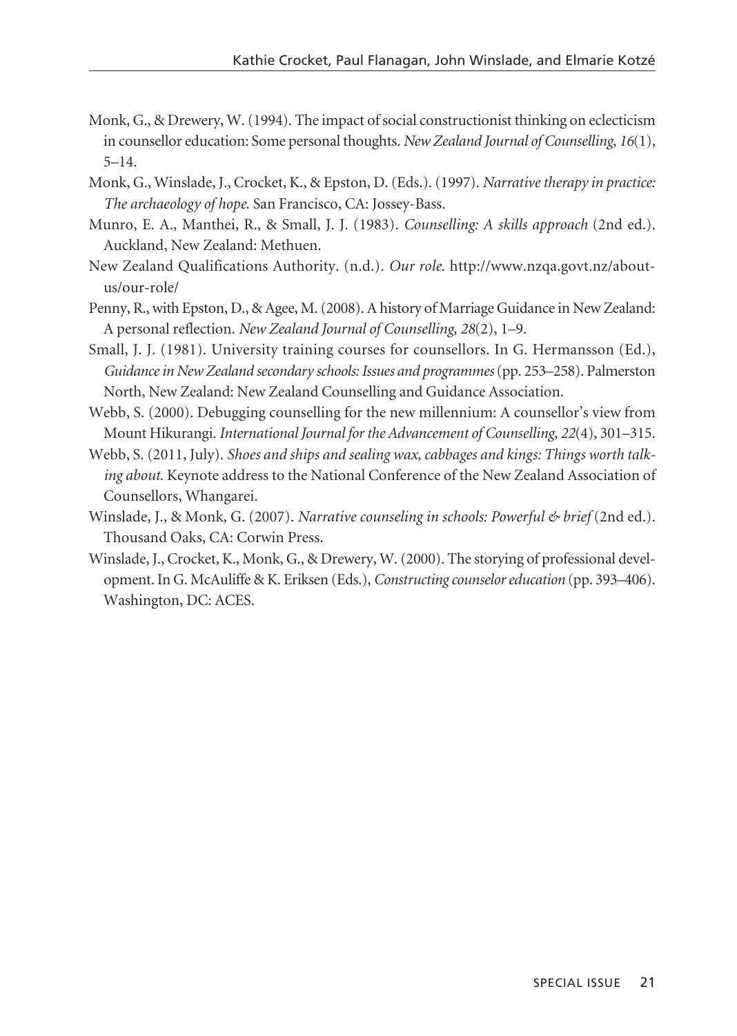Monk, G., & Drewery, W. (1994). The impact of social constructionist thinking on eclecticism in counsellor education: Some personal thoughts. *New Zealand Journal of Counselling*, *16*(1), 5–14.

Monk, G., Winslade, J., Crocket, K., & Epston, D. (Eds.). (1997). *Narrative therapy in practice: The archaeology of hope*. San Francisco, CA: Jossey-Bass.

Munro, E. A., Manthei, R., & Small, J. J. (1983). *Counselling: A skills approach* (2nd ed.). Auckland, New Zealand: Methuen.

New Zealand Qualifications Authority. (n.d.). *Our role*. http://www.nzqa.govt.nz/about-us/our-role/

Penny, R., with Epston, D., & Agee, M. (2008). A history of Marriage Guidance in New Zealand: A personal reflection. *New Zealand Journal of Counselling*, *28*(2), 1–9.

Small, J. J. (1981). University training courses for counsellors. In G. Hermansson (Ed.), *Guidance in New Zealand secondary schools: Issues and programmes* (pp. 253–258). Palmerston North, New Zealand: New Zealand Counselling and Guidance Association.

Webb, S. (2000). Debugging counselling for the new millennium: A counsellor's view from Mount Hikurangi. *International Journal for the Advancement of Counselling*, *22*(4), 301–315.

Webb, S. (2011, July). *Shoes and ships and sealing wax, cabbages and kings: Things worth talking about*. Keynote address to the National Conference of the New Zealand Association of Counsellors, Whangarei.

Winslade, J., & Monk, G. (2007). *Narrative counseling in schools: Powerful & brief* (2nd ed.). Thousand Oaks, CA: Corwin Press.

Winslade, J., Crocket, K., Monk, G., & Drewery, W. (2000). The storying of professional development. In G. McAuliffe & K. Eriksen (Eds.), *Constructing counselor education* (pp. 393–406). Washington, DC: ACES.